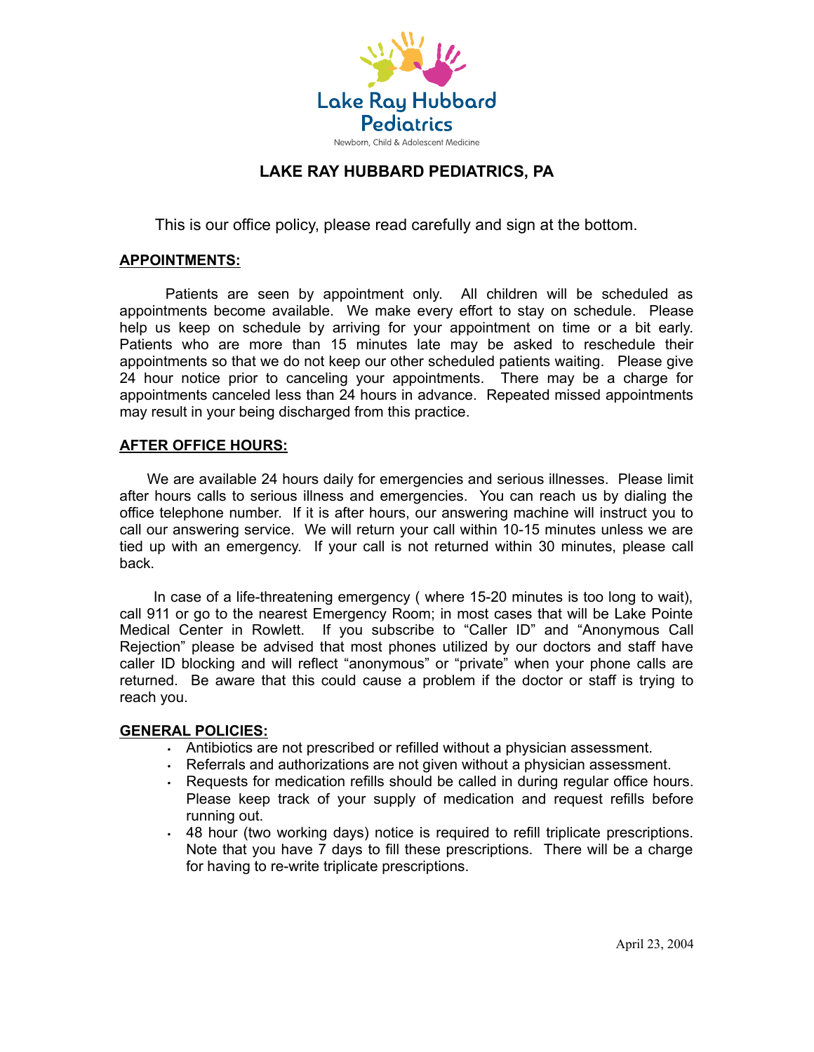Lake Ray Hubbard Pediatrics

Newborn, Child & Adolescent Medicine

# LAKE RAY HUBBARD PEDIATRICS, PA

This is our office policy, please read carefully and sign at the bottom.

## APPOINTMENTS:

Patients are seen by appointment only. All children will be scheduled as appointments become available. We make every effort to stay on schedule. Please help us keep on schedule by arriving for your appointment on time or a bit early. Patients who are more than 15 minutes late may be asked to reschedule their appointments so that we do not keep our other scheduled patients waiting. Please give 24 hour notice prior to canceling your appointments. There may be a charge for appointments canceled less than 24 hours in advance. Repeated missed appointments may result in your being discharged from this practice.

## AFTER OFFICE HOURS:

We are available 24 hours daily for emergencies and serious illnesses. Please limit after hours calls to serious illness and emergencies. You can reach us by dialing the office telephone number. If it is after hours, our answering machine will instruct you to call our answering service. We will return your call within 10-15 minutes unless we are tied up with an emergency. If your call is not returned within 30 minutes, please call back.

In case of a life-threatening emergency ( where 15-20 minutes is too long to wait), call 911 or go to the nearest Emergency Room; in most cases that will be Lake Pointe Medical Center in Rowlett. If you subscribe to "Caller ID" and "Anonymous Call Rejection" please be advised that most phones utilized by our doctors and staff have caller ID blocking and will reflect "anonymous" or "private" when your phone calls are returned. Be aware that this could cause a problem if the doctor or staff is trying to reach you.

## GENERAL POLICIES:

- Antibiotics are not prescribed or refilled without a physician assessment.
- Referrals and authorizations are not given without a physician assessment.
- Requests for medication refills should be called in during regular office hours. Please keep track of your supply of medication and request refills before running out.
- 48 hour (two working days) notice is required to refill triplicate prescriptions. Note that you have 7 days to fill these prescriptions. There will be a charge for having to re-write triplicate prescriptions.

April 23, 2004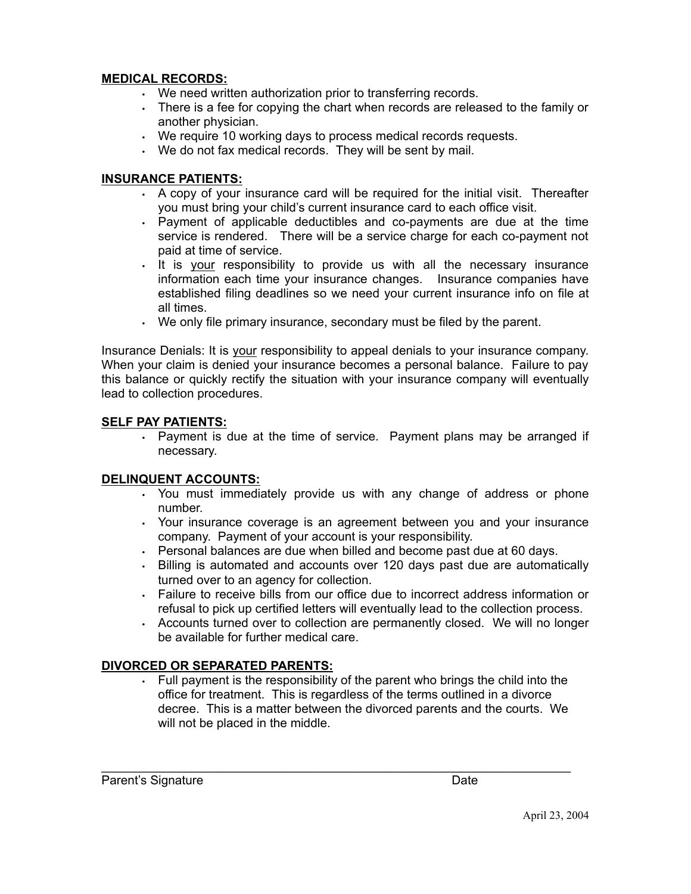**MEDICAL RECORDS:**

- We need written authorization prior to transferring records.
- There is a fee for copying the chart when records are released to the family or another physician.
- We require 10 working days to process medical records requests.
- We do not fax medical records. They will be sent by mail.

**INSURANCE PATIENTS:**

- A copy of your insurance card will be required for the initial visit. Thereafter you must bring your child's current insurance card to each office visit.
- Payment of applicable deductibles and co-payments are due at the time service is rendered. There will be a service charge for each co-payment not paid at time of service.
- It is your responsibility to provide us with all the necessary insurance information each time your insurance changes. Insurance companies have established filing deadlines so we need your current insurance info on file at all times.
- We only file primary insurance, secondary must be filed by the parent.

Insurance Denials: It is your responsibility to appeal denials to your insurance company. When your claim is denied your insurance becomes a personal balance. Failure to pay this balance or quickly rectify the situation with your insurance company will eventually lead to collection procedures.

**SELF PAY PATIENTS:**

- Payment is due at the time of service. Payment plans may be arranged if necessary.

**DELINQUENT ACCOUNTS:**

- You must immediately provide us with any change of address or phone number.
- Your insurance coverage is an agreement between you and your insurance company. Payment of your account is your responsibility.
- Personal balances are due when billed and become past due at 60 days.
- Billing is automated and accounts over 120 days past due are automatically turned over to an agency for collection.
- Failure to receive bills from our office due to incorrect address information or refusal to pick up certified letters will eventually lead to the collection process.
- Accounts turned over to collection are permanently closed. We will no longer be available for further medical care.

**DIVORCED OR SEPARATED PARENTS:**

- Full payment is the responsibility of the parent who brings the child into the office for treatment. This is regardless of the terms outlined in a divorce decree. This is a matter between the divorced parents and the courts. We will not be placed in the middle.

\_\_\_\_\_\_\_\_\_\_\_\_\_\_\_\_\_\_\_\_\_\_\_\_\_\_\_\_\_\_\_\_\_\_\_\_\_\_\_\_\_\_\_\_\_\_\_\_\_\_\_\_\_\_\_\_\_\_\_\_

Parent's Signature                                        Date

April 23, 2004